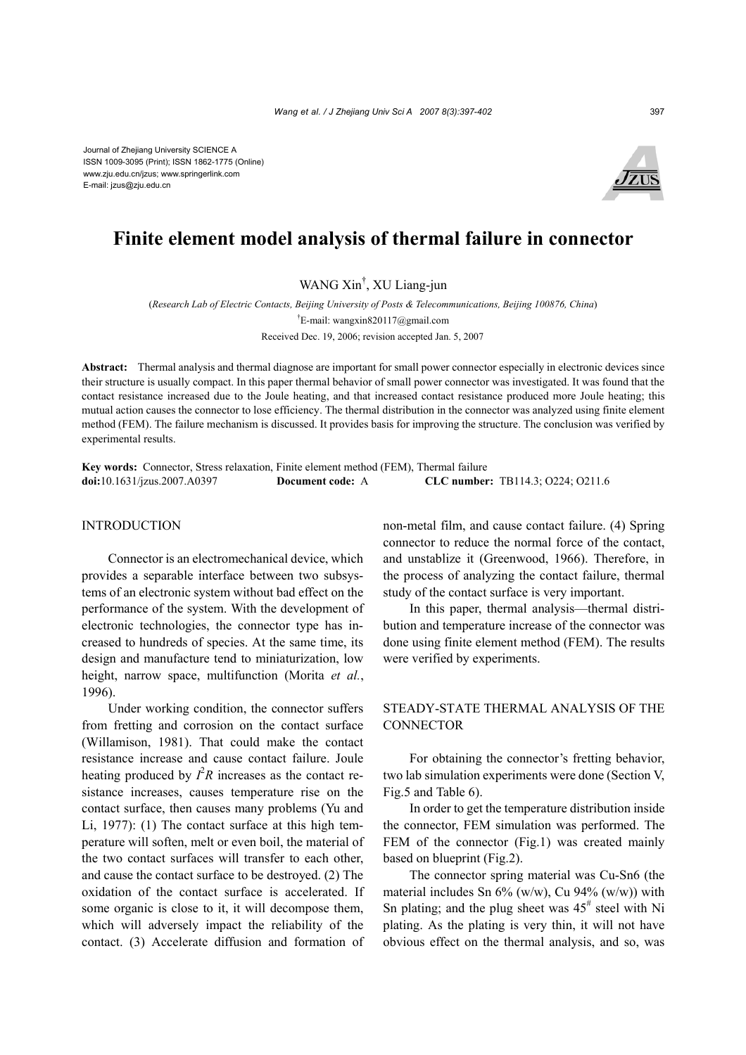Journal of Zhejiang University SCIENCE A
ISSN 1009-3095 (Print); ISSN 1862-1775 (Online)
www.zju.edu.cn/jzus; www.springerlink.com
E-mail: jzus@zju.edu.cn

# Finite element model analysis of thermal failure in connector

WANG Xin[†], XU Liang-jun

(*Research Lab of Electric Contacts, Beijing University of Posts & Telecommunications, Beijing 100876, China*)

[†]E-mail: wangxin820117@gmail.com

Received Dec. 19, 2006; revision accepted Jan. 5, 2007

**Abstract:** Thermal analysis and thermal diagnose are important for small power connector especially in electronic devices since their structure is usually compact. In this paper thermal behavior of small power connector was investigated. It was found that the contact resistance increased due to the Joule heating, and that increased contact resistance produced more Joule heating; this mutual action causes the connector to lose efficiency. The thermal distribution in the connector was analyzed using finite element method (FEM). The failure mechanism is discussed. It provides basis for improving the structure. The conclusion was verified by experimental results.

**Key words:** Connector, Stress relaxation, Finite element method (FEM), Thermal failure

**doi:**10.1631/jzus.2007.A0397 **Document code:** A **CLC number:** TB114.3; O224; O211.6

## INTRODUCTION

Connector is an electromechanical device, which provides a separable interface between two subsystems of an electronic system without bad effect on the performance of the system. With the development of electronic technologies, the connector type has increased to hundreds of species. At the same time, its design and manufacture tend to miniaturization, low height, narrow space, multifunction (Morita *et al.*, 1996).

Under working condition, the connector suffers from fretting and corrosion on the contact surface (Willamison, 1981). That could make the contact resistance increase and cause contact failure. Joule heating produced by $I^2R$ increases as the contact resistance increases, causes temperature rise on the contact surface, then causes many problems (Yu and Li, 1977): (1) The contact surface at this high temperature will soften, melt or even boil, the material of the two contact surfaces will transfer to each other, and cause the contact surface to be destroyed. (2) The oxidation of the contact surface is accelerated. If some organic is close to it, it will decompose them, which will adversely impact the reliability of the contact. (3) Accelerate diffusion and formation of non-metal film, and cause contact failure. (4) Spring connector to reduce the normal force of the contact, and unstablize it (Greenwood, 1966). Therefore, in the process of analyzing the contact failure, thermal study of the contact surface is very important.

In this paper, thermal analysis—thermal distribution and temperature increase of the connector was done using finite element method (FEM). The results were verified by experiments.

## STEADY-STATE THERMAL ANALYSIS OF THE CONNECTOR

For obtaining the connector's fretting behavior, two lab simulation experiments were done (Section V, Fig.5 and Table 6).

In order to get the temperature distribution inside the connector, FEM simulation was performed. The FEM of the connector (Fig.1) was created mainly based on blueprint (Fig.2).

The connector spring material was Cu-Sn6 (the material includes Sn 6% (w/w), Cu 94% (w/w)) with Sn plating; and the plug sheet was 45[#] steel with Ni plating. As the plating is very thin, it will not have obvious effect on the thermal analysis, and so, was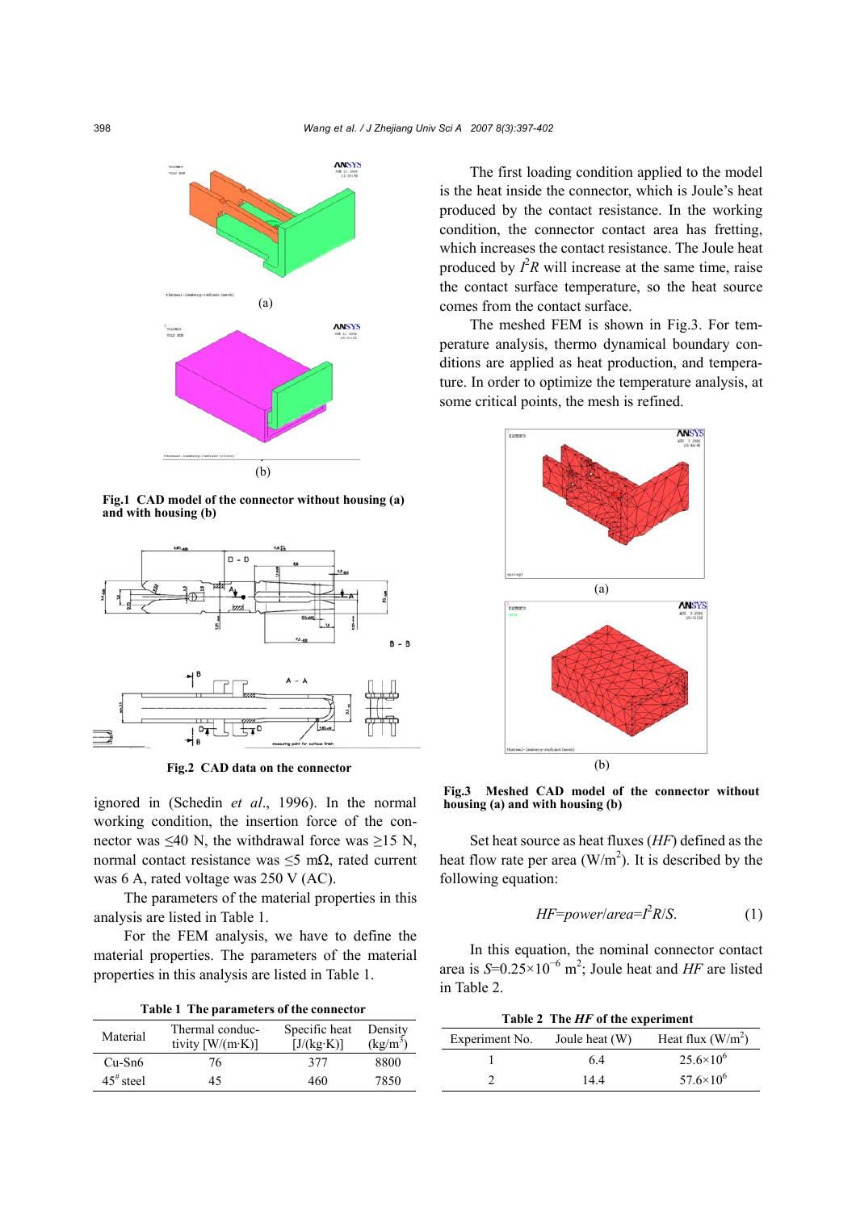Fig.1 CAD model of the connector without housing (a) and with housing (b)

Fig.2 CAD data on the connector

ignored in (Schedin *et al*., 1996). In the normal working condition, the insertion force of the connector was ≤40 N, the withdrawal force was ≥15 N, normal contact resistance was ≤5 mΩ, rated current was 6 A, rated voltage was 250 V (AC).

The parameters of the material properties in this analysis are listed in Table 1.

For the FEM analysis, we have to define the material properties. The parameters of the material properties in this analysis are listed in Table 1.

**Table 1 The parameters of the connector**

| Material | Thermal conductivity [W/(m·K)] | Specific heat [J/(kg·K)] | Density (kg/m$^3$) |
|---|---|---|---|
| Cu-Sn6 | 76 | 377 | 8800 |
| 45$^\#$ steel | 45 | 460 | 7850 |

The first loading condition applied to the model is the heat inside the connector, which is Joule's heat produced by the contact resistance. In the working condition, the connector contact area has fretting, which increases the contact resistance. The Joule heat produced by $I^2R$ will increase at the same time, raise the contact surface temperature, so the heat source comes from the contact surface.

The meshed FEM is shown in Fig.3. For temperature analysis, thermo dynamical boundary conditions are applied as heat production, and temperature. In order to optimize the temperature analysis, at some critical points, the mesh is refined.

Fig.3 Meshed CAD model of the connector without housing (a) and with housing (b)

Set heat source as heat fluxes (*HF*) defined as the heat flow rate per area (W/m$^2$). It is described by the following equation:

$$HF=power/area=I^2R/S. \tag{1}$$

In this equation, the nominal connector contact area is $S$=0.25×10$^{-6}$ m$^2$; Joule heat and *HF* are listed in Table 2.

**Table 2 The *HF* of the experiment**

| Experiment No. | Joule heat (W) | Heat flux (W/m$^2$) |
|---|---|---|
| 1 | 6.4 | 25.6×10$^6$ |
| 2 | 14.4 | 57.6×10$^6$ |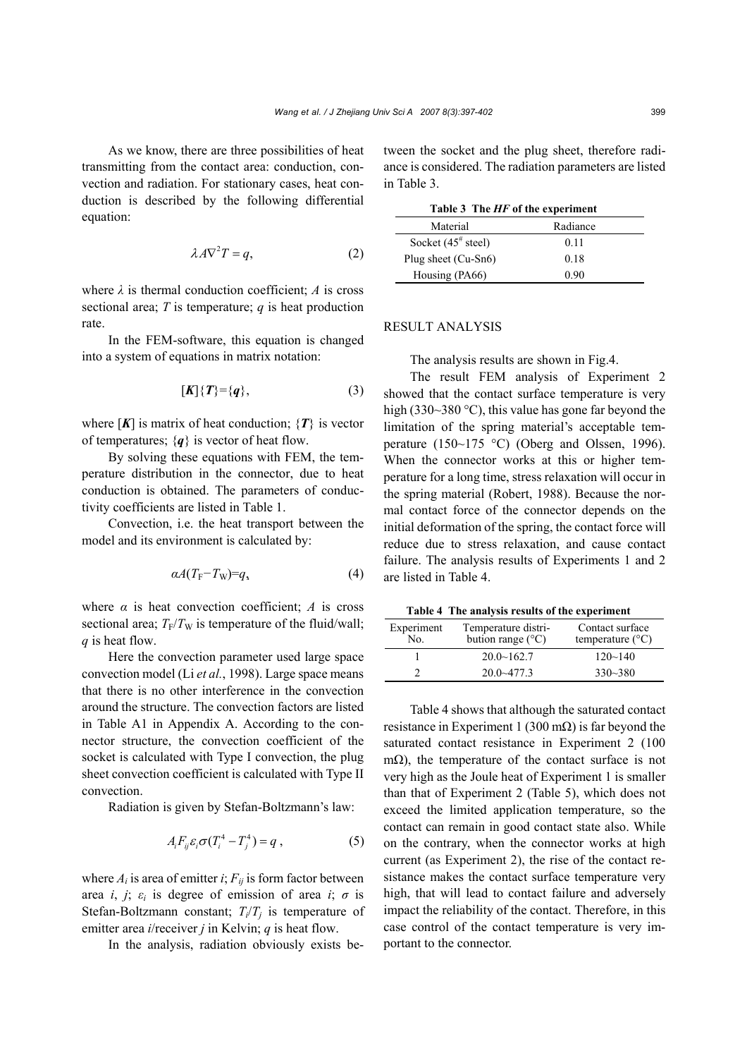As we know, there are three possibilities of heat transmitting from the contact area: conduction, convection and radiation. For stationary cases, heat conduction is described by the following differential equation:

$$\lambda A \nabla^2 T = q, \tag{2}$$

where $\lambda$ is thermal conduction coefficient; $A$ is cross sectional area; $T$ is temperature; $q$ is heat production rate.

In the FEM-software, this equation is changed into a system of equations in matrix notation:

$$[\boldsymbol{K}]\{\boldsymbol{T}\}=\{\boldsymbol{q}\}, \tag{3}$$

where $[\boldsymbol{K}]$ is matrix of heat conduction; $\{\boldsymbol{T}\}$ is vector of temperatures; $\{\boldsymbol{q}\}$ is vector of heat flow.

By solving these equations with FEM, the temperature distribution in the connector, due to heat conduction is obtained. The parameters of conductivity coefficients are listed in Table 1.

Convection, i.e. the heat transport between the model and its environment is calculated by:

$$\alpha A(T_F - T_W) = q, \tag{4}$$

where $\alpha$ is heat convection coefficient; $A$ is cross sectional area; $T_F/T_W$ is temperature of the fluid/wall; $q$ is heat flow.

Here the convection parameter used large space convection model (Li *et al.*, 1998). Large space means that there is no other interference in the convection around the structure. The convection factors are listed in Table A1 in Appendix A. According to the connector structure, the convection coefficient of the socket is calculated with Type I convection, the plug sheet convection coefficient is calculated with Type II convection.

Radiation is given by Stefan-Boltzmann's law:

$$A_i F_{ij} \varepsilon_i \sigma (T_i^4 - T_j^4) = q, \tag{5}$$

where $A_i$ is area of emitter $i$; $F_{ij}$ is form factor between area $i$, $j$; $\varepsilon_i$ is degree of emission of area $i$; $\sigma$ is Stefan-Boltzmann constant; $T_i/T_j$ is temperature of emitter area $i$/receiver $j$ in Kelvin; $q$ is heat flow.

In the analysis, radiation obviously exists between the socket and the plug sheet, therefore radiance is considered. The radiation parameters are listed in Table 3.

**Table 3 The *HF* of the experiment**

| Material | Radiance |
|---|---|
| Socket ($45^{\#}$ steel) | 0.11 |
| Plug sheet (Cu-Sn6) | 0.18 |
| Housing (PA66) | 0.90 |

## RESULT ANALYSIS

The analysis results are shown in Fig.4.

The result FEM analysis of Experiment 2 showed that the contact surface temperature is very high (330~380 °C), this value has gone far beyond the limitation of the spring material's acceptable temperature (150~175 °C) (Oberg and Olssen, 1996). When the connector works at this or higher temperature for a long time, stress relaxation will occur in the spring material (Robert, 1988). Because the normal contact force of the connector depends on the initial deformation of the spring, the contact force will reduce due to stress relaxation, and cause contact failure. The analysis results of Experiments 1 and 2 are listed in Table 4.

**Table 4 The analysis results of the experiment**

| Experiment No. | Temperature distribution range (°C) | Contact surface temperature (°C) |
|---|---|---|
| 1 | 20.0~162.7 | 120~140 |
| 2 | 20.0~477.3 | 330~380 |

Table 4 shows that although the saturated contact resistance in Experiment 1 (300 mΩ) is far beyond the saturated contact resistance in Experiment 2 (100 mΩ), the temperature of the contact surface is not very high as the Joule heat of Experiment 1 is smaller than that of Experiment 2 (Table 5), which does not exceed the limited application temperature, so the contact can remain in good contact state also. While on the contrary, when the connector works at high current (as Experiment 2), the rise of the contact resistance makes the contact surface temperature very high, that will lead to contact failure and adversely impact the reliability of the contact. Therefore, in this case control of the contact temperature is very important to the connector.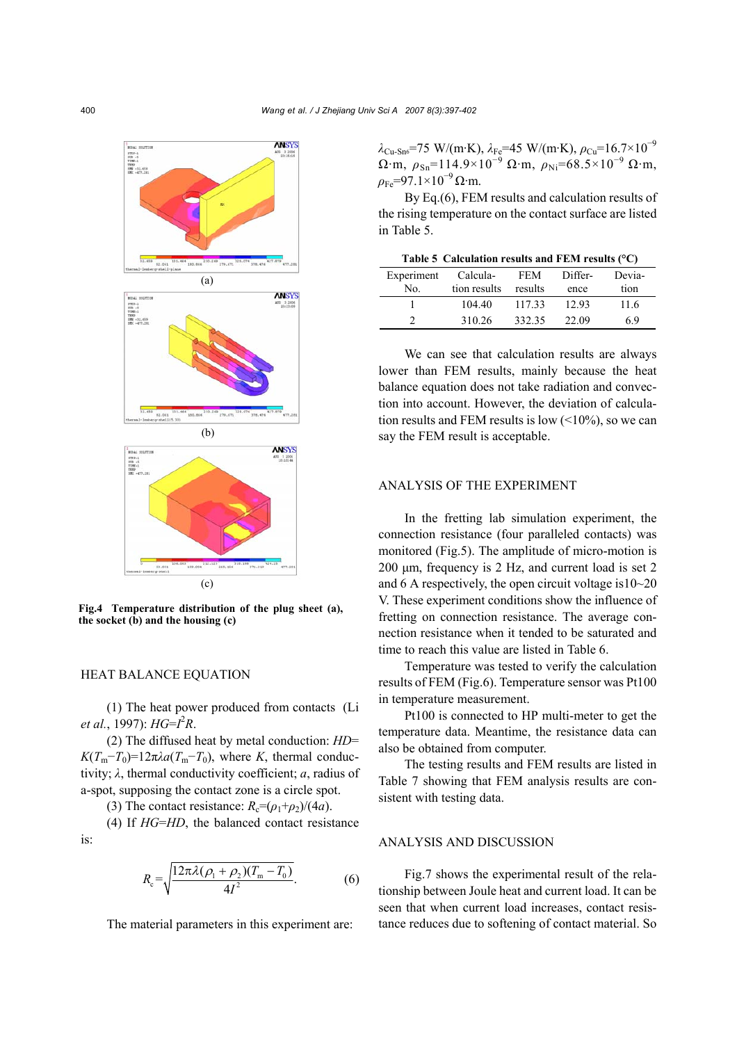(a)

(b)

(c)

**Fig.4 Temperature distribution of the plug sheet (a), the socket (b) and the housing (c)**

## HEAT BALANCE EQUATION

(1) The heat power produced from contacts (Li *et al.*, 1997): $HG=I^2R$.

(2) The diffused heat by metal conduction: $HD=K(T_m-T_0)=12\pi\lambda a(T_m-T_0)$, where $K$, thermal conductivity; $\lambda$, thermal conductivity coefficient; $a$, radius of a-spot, supposing the contact zone is a circle spot.

(3) The contact resistance: $R_c=(\rho_1+\rho_2)/(4a)$.

(4) If $HG=HD$, the balanced contact resistance is:

$$R_c=\sqrt{\frac{12\pi\lambda(\rho_1+\rho_2)(T_m-T_0)}{4I^2}}. \tag{6}$$

The material parameters in this experiment are: $\lambda_{Cu\text{-}Sn6}$=75 W/(m·K), $\lambda_{Fe}$=45 W/(m·K), $\rho_{Cu}=16.7\times10^{-9}$ Ω·m, $\rho_{Sn}=114.9\times10^{-9}$ Ω·m, $\rho_{Ni}=68.5\times10^{-9}$ Ω·m, $\rho_{Fe}=97.1\times10^{-9}$ Ω·m.

By Eq.(6), FEM results and calculation results of the rising temperature on the contact surface are listed in Table 5.

**Table 5 Calculation results and FEM results (°C)**

| Experiment No. | Calculation results | FEM results | Difference | Deviation |
|---|---|---|---|---|
| 1 | 104.40 | 117.33 | 12.93 | 11.6 |
| 2 | 310.26 | 332.35 | 22.09 | 6.9 |

We can see that calculation results are always lower than FEM results, mainly because the heat balance equation does not take radiation and convection into account. However, the deviation of calculation results and FEM results is low (<10%), so we can say the FEM result is acceptable.

## ANALYSIS OF THE EXPERIMENT

In the fretting lab simulation experiment, the connection resistance (four paralleled contacts) was monitored (Fig.5). The amplitude of micro-motion is 200 μm, frequency is 2 Hz, and current load is set 2 and 6 A respectively, the open circuit voltage is10~20 V. These experiment conditions show the influence of fretting on connection resistance. The average connection resistance when it tended to be saturated and time to reach this value are listed in Table 6.

Temperature was tested to verify the calculation results of FEM (Fig.6). Temperature sensor was Pt100 in temperature measurement.

Pt100 is connected to HP multi-meter to get the temperature data. Meantime, the resistance data can also be obtained from computer.

The testing results and FEM results are listed in Table 7 showing that FEM analysis results are consistent with testing data.

## ANALYSIS AND DISCUSSION

Fig.7 shows the experimental result of the relationship between Joule heat and current load. It can be seen that when current load increases, contact resistance reduces due to softening of contact material. So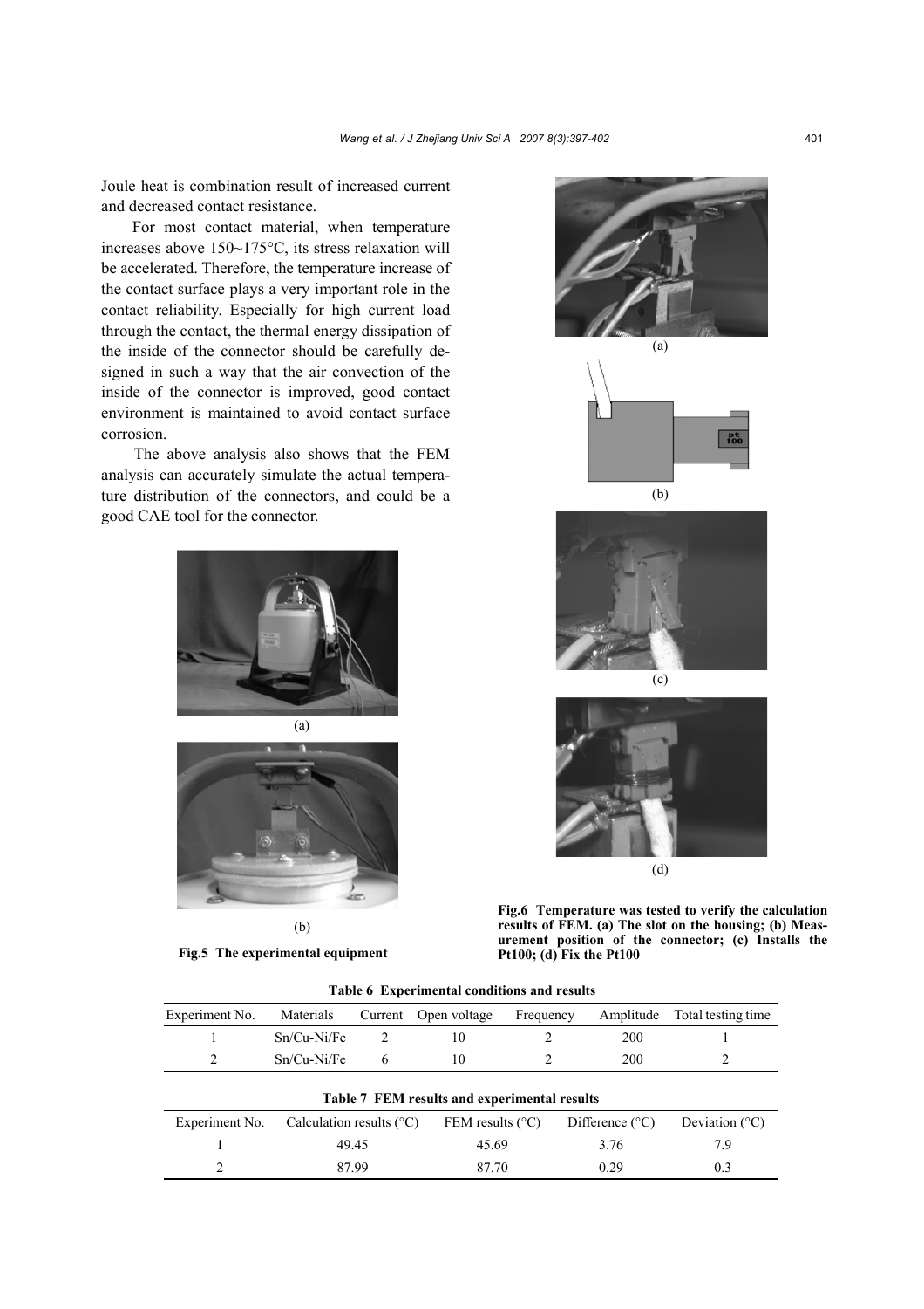Joule heat is combination result of increased current and decreased contact resistance.

For most contact material, when temperature increases above 150~175°C, its stress relaxation will be accelerated. Therefore, the temperature increase of the contact surface plays a very important role in the contact reliability. Especially for high current load through the contact, the thermal energy dissipation of the inside of the connector should be carefully designed in such a way that the air convection of the inside of the connector is improved, good contact environment is maintained to avoid contact surface corrosion.

The above analysis also shows that the FEM analysis can accurately simulate the actual temperature distribution of the connectors, and could be a good CAE tool for the connector.

(a)

(b)

**Fig.5 The experimental equipment**

(a)

(b)

(c)

(d)

**Fig.6 Temperature was tested to verify the calculation results of FEM. (a) The slot on the housing; (b) Measurement position of the connector; (c) Installs the Pt100; (d) Fix the Pt100**

**Table 6 Experimental conditions and results**

| Experiment No. | Materials | Current | Open voltage | Frequency | Amplitude | Total testing time |
|---|---|---|---|---|---|---|
| 1 | Sn/Cu-Ni/Fe | 2 | 10 | 2 | 200 | 1 |
| 2 | Sn/Cu-Ni/Fe | 6 | 10 | 2 | 200 | 2 |

**Table 7 FEM results and experimental results**

| Experiment No. | Calculation results (°C) | FEM results (°C) | Difference (°C) | Deviation (°C) |
|---|---|---|---|---|
| 1 | 49.45 | 45.69 | 3.76 | 7.9 |
| 2 | 87.99 | 87.70 | 0.29 | 0.3 |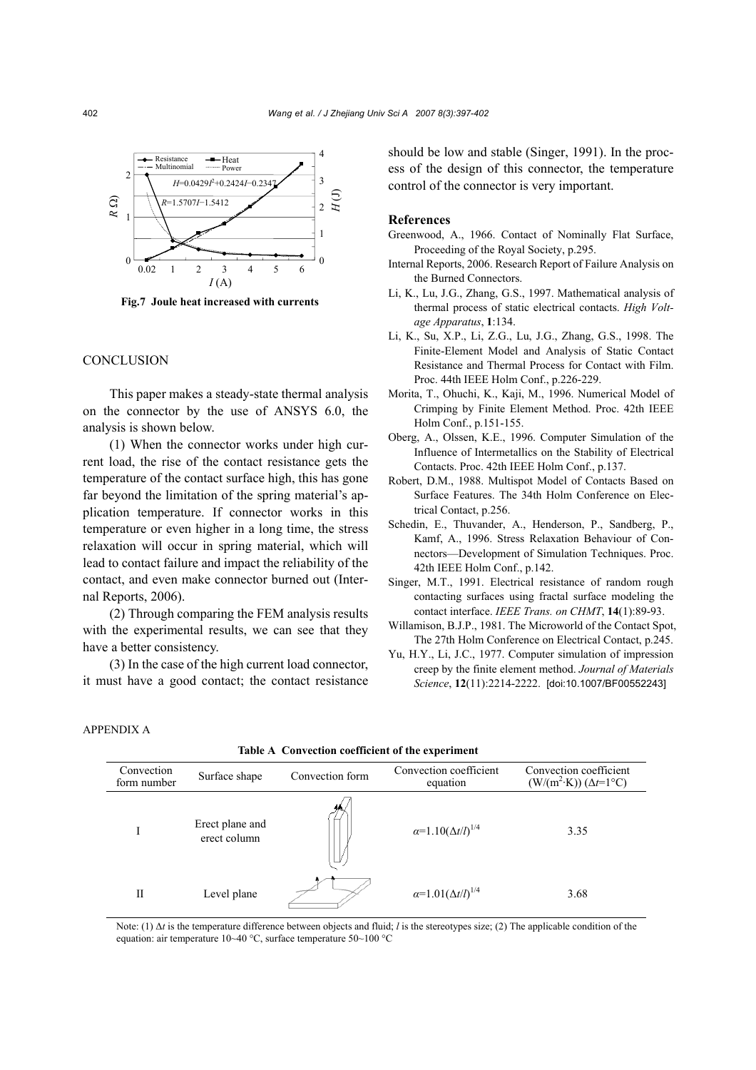Resistance
Multinomial
Heat
Power

$H$=0.0429$I^2$+0.2424$I$−0.2347

$R$=1.5707$I$−1.5412

$R$ (Ω)

$H$ (J)

$I$ (A)

0
1
2

0
1
2
3
4

0.02 1 2 3 4 5 6

**Fig.7 Joule heat increased with currents**

## CONCLUSION

This paper makes a steady-state thermal analysis on the connector by the use of ANSYS 6.0, the analysis is shown below.

(1) When the connector works under high current load, the rise of the contact resistance gets the temperature of the contact surface high, this has gone far beyond the limitation of the spring material's application temperature. If connector works in this temperature or even higher in a long time, the stress relaxation will occur in spring material, which will lead to contact failure and impact the reliability of the contact, and even make connector burned out (Internal Reports, 2006).

(2) Through comparing the FEM analysis results with the experimental results, we can see that they have a better consistency.

(3) In the case of the high current load connector, it must have a good contact; the contact resistance should be low and stable (Singer, 1991). In the process of the design of this connector, the temperature control of the connector is very important.

## References

Greenwood, A., 1966. Contact of Nominally Flat Surface, Proceeding of the Royal Society, p.295.

Internal Reports, 2006. Research Report of Failure Analysis on the Burned Connectors.

Li, K., Lu, J.G., Zhang, G.S., 1997. Mathematical analysis of thermal process of static electrical contacts. *High Voltage Apparatus*, **1**:134.

Li, K., Su, X.P., Li, Z.G., Lu, J.G., Zhang, G.S., 1998. The Finite-Element Model and Analysis of Static Contact Resistance and Thermal Process for Contact with Film. Proc. 44th IEEE Holm Conf., p.226-229.

Morita, T., Ohuchi, K., Kaji, M., 1996. Numerical Model of Crimping by Finite Element Method. Proc. 42th IEEE Holm Conf., p.151-155.

Oberg, A., Olssen, K.E., 1996. Computer Simulation of the Influence of Intermetallics on the Stability of Electrical Contacts. Proc. 42th IEEE Holm Conf., p.137.

Robert, D.M., 1988. Multispot Model of Contacts Based on Surface Features. The 34th Holm Conference on Electrical Contact, p.256.

Schedin, E., Thuvander, A., Henderson, P., Sandberg, P., Kamf, A., 1996. Stress Relaxation Behaviour of Connectors—Development of Simulation Techniques. Proc. 42th IEEE Holm Conf., p.142.

Singer, M.T., 1991. Electrical resistance of random rough contacting surfaces using fractal surface modeling the contact interface. *IEEE Trans. on CHMT*, **14**(1):89-93.

Willamison, B.J.P., 1981. The Microworld of the Contact Spot, The 27th Holm Conference on Electrical Contact, p.245.

Yu, H.Y., Li, J.C., 1977. Computer simulation of impression creep by the finite element method. *Journal of Materials Science*, **12**(11):2214-2222. [doi:10.1007/BF00552243]

## APPENDIX A

**Table A Convection coefficient of the experiment**

| Convection form number | Surface shape | Convection form | Convection coefficient equation | Convection coefficient (W/(m²·K)) (Δ$t$=1°C) |
|---|---|---|---|---|
| I | Erect plane and erect column | | $\alpha=1.10(\Delta t/l)^{1/4}$ | 3.35 |
| II | Level plane | | $\alpha=1.01(\Delta t/l)^{1/4}$ | 3.68 |

Note: (1) Δ$t$ is the temperature difference between objects and fluid; $l$ is the stereotypes size; (2) The applicable condition of the equation: air temperature 10~40 °C, surface temperature 50~100 °C